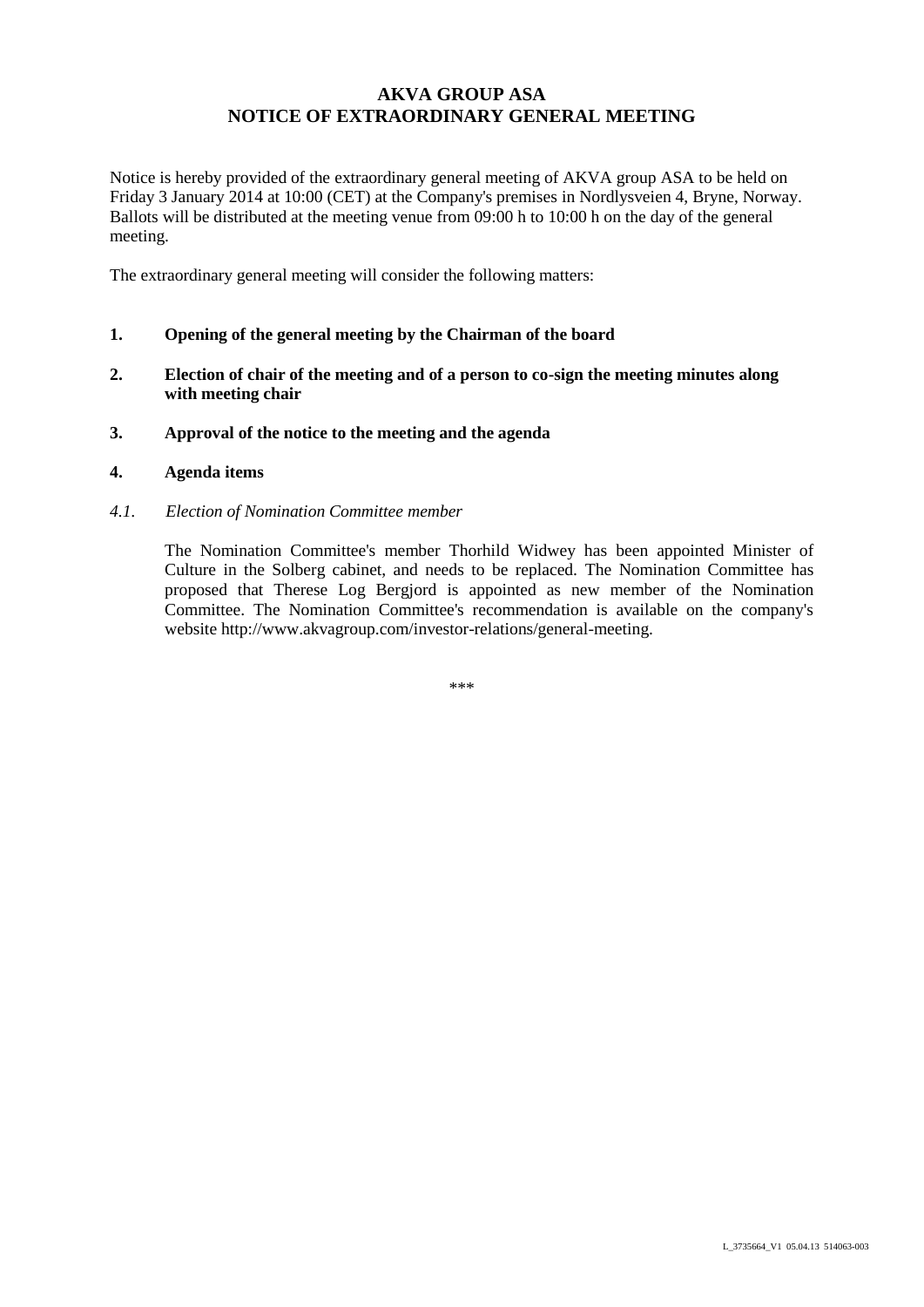# AKVA GROUP ASA
# NOTICE OF EXTRAORDINARY GENERAL MEETING

Notice is hereby provided of the extraordinary general meeting of AKVA group ASA to be held on Friday 3 January 2014 at 10:00 (CET) at the Company's premises in Nordlysveien 4, Bryne, Norway. Ballots will be distributed at the meeting venue from 09:00 h to 10:00 h on the day of the general meeting.

The extraordinary general meeting will consider the following matters:

**1. Opening of the general meeting by the Chairman of the board**

**2. Election of chair of the meeting and of a person to co-sign the meeting minutes along with meeting chair**

**3. Approval of the notice to the meeting and the agenda**

**4. Agenda items**

*4.1. Election of Nomination Committee member*

The Nomination Committee's member Thorhild Widwey has been appointed Minister of Culture in the Solberg cabinet, and needs to be replaced. The Nomination Committee has proposed that Therese Log Bergjord is appointed as new member of the Nomination Committee. The Nomination Committee's recommendation is available on the company's website http://www.akvagroup.com/investor-relations/general-meeting.

***

L_3735664_V1 05.04.13 514063-003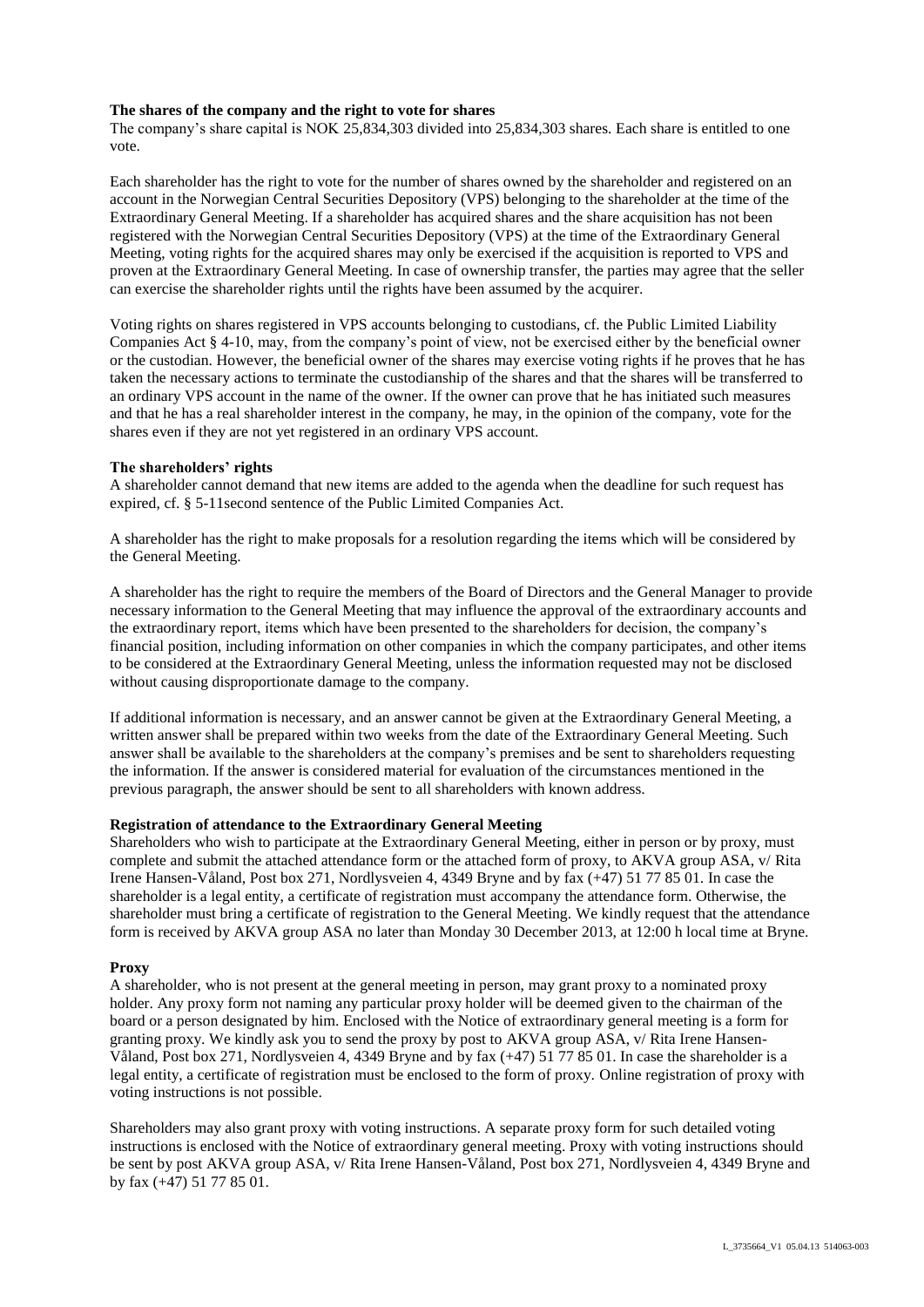**The shares of the company and the right to vote for shares**

The company's share capital is NOK 25,834,303 divided into 25,834,303 shares. Each share is entitled to one vote.

Each shareholder has the right to vote for the number of shares owned by the shareholder and registered on an account in the Norwegian Central Securities Depository (VPS) belonging to the shareholder at the time of the Extraordinary General Meeting. If a shareholder has acquired shares and the share acquisition has not been registered with the Norwegian Central Securities Depository (VPS) at the time of the Extraordinary General Meeting, voting rights for the acquired shares may only be exercised if the acquisition is reported to VPS and proven at the Extraordinary General Meeting. In case of ownership transfer, the parties may agree that the seller can exercise the shareholder rights until the rights have been assumed by the acquirer.

Voting rights on shares registered in VPS accounts belonging to custodians, cf. the Public Limited Liability Companies Act § 4-10, may, from the company's point of view, not be exercised either by the beneficial owner or the custodian. However, the beneficial owner of the shares may exercise voting rights if he proves that he has taken the necessary actions to terminate the custodianship of the shares and that the shares will be transferred to an ordinary VPS account in the name of the owner. If the owner can prove that he has initiated such measures and that he has a real shareholder interest in the company, he may, in the opinion of the company, vote for the shares even if they are not yet registered in an ordinary VPS account.

**The shareholders' rights**

A shareholder cannot demand that new items are added to the agenda when the deadline for such request has expired, cf. § 5-11second sentence of the Public Limited Companies Act.

A shareholder has the right to make proposals for a resolution regarding the items which will be considered by the General Meeting.

A shareholder has the right to require the members of the Board of Directors and the General Manager to provide necessary information to the General Meeting that may influence the approval of the extraordinary accounts and the extraordinary report, items which have been presented to the shareholders for decision, the company's financial position, including information on other companies in which the company participates, and other items to be considered at the Extraordinary General Meeting, unless the information requested may not be disclosed without causing disproportionate damage to the company.

If additional information is necessary, and an answer cannot be given at the Extraordinary General Meeting, a written answer shall be prepared within two weeks from the date of the Extraordinary General Meeting. Such answer shall be available to the shareholders at the company's premises and be sent to shareholders requesting the information. If the answer is considered material for evaluation of the circumstances mentioned in the previous paragraph, the answer should be sent to all shareholders with known address.

**Registration of attendance to the Extraordinary General Meeting**

Shareholders who wish to participate at the Extraordinary General Meeting, either in person or by proxy, must complete and submit the attached attendance form or the attached form of proxy, to AKVA group ASA, v/ Rita Irene Hansen-Våland, Post box 271, Nordlysveien 4, 4349 Bryne and by fax (+47) 51 77 85 01. In case the shareholder is a legal entity, a certificate of registration must accompany the attendance form. Otherwise, the shareholder must bring a certificate of registration to the General Meeting. We kindly request that the attendance form is received by AKVA group ASA no later than Monday 30 December 2013, at 12:00 h local time at Bryne.

**Proxy**

A shareholder, who is not present at the general meeting in person, may grant proxy to a nominated proxy holder. Any proxy form not naming any particular proxy holder will be deemed given to the chairman of the board or a person designated by him. Enclosed with the Notice of extraordinary general meeting is a form for granting proxy. We kindly ask you to send the proxy by post to AKVA group ASA, v/ Rita Irene Hansen-Våland, Post box 271, Nordlysveien 4, 4349 Bryne and by fax (+47) 51 77 85 01. In case the shareholder is a legal entity, a certificate of registration must be enclosed to the form of proxy. Online registration of proxy with voting instructions is not possible.

Shareholders may also grant proxy with voting instructions. A separate proxy form for such detailed voting instructions is enclosed with the Notice of extraordinary general meeting. Proxy with voting instructions should be sent by post AKVA group ASA, v/ Rita Irene Hansen-Våland, Post box 271, Nordlysveien 4, 4349 Bryne and by fax (+47) 51 77 85 01.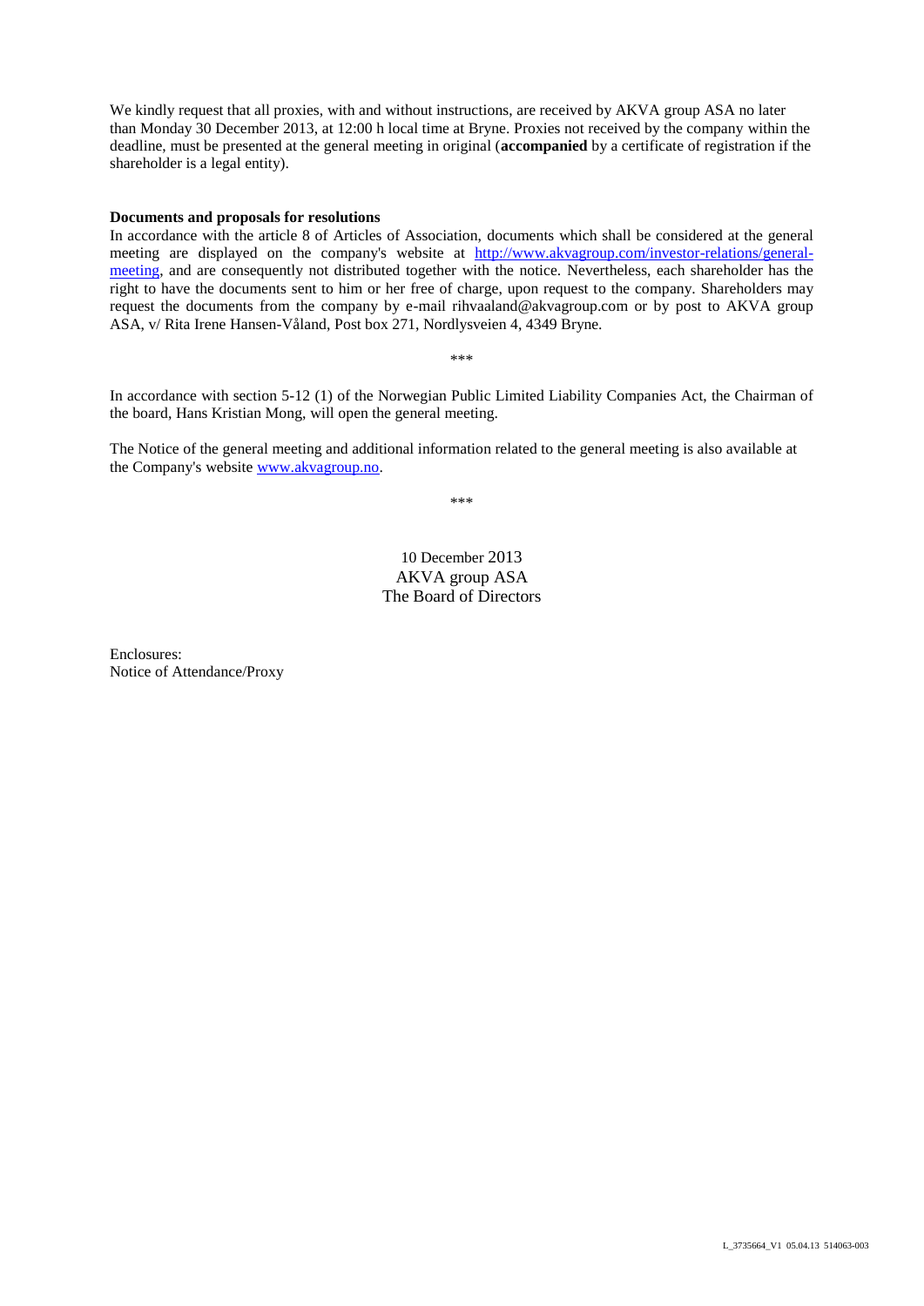We kindly request that all proxies, with and without instructions, are received by AKVA group ASA no later than Monday 30 December 2013, at 12:00 h local time at Bryne. Proxies not received by the company within the deadline, must be presented at the general meeting in original (**accompanied** by a certificate of registration if the shareholder is a legal entity).

**Documents and proposals for resolutions**

In accordance with the article 8 of Articles of Association, documents which shall be considered at the general meeting are displayed on the company's website at http://www.akvagroup.com/investor-relations/general-meeting, and are consequently not distributed together with the notice. Nevertheless, each shareholder has the right to have the documents sent to him or her free of charge, upon request to the company. Shareholders may request the documents from the company by e-mail rihvaaland@akvagroup.com or by post to AKVA group ASA, v/ Rita Irene Hansen-Våland, Post box 271, Nordlysveien 4, 4349 Bryne.

\*\*\*

In accordance with section 5-12 (1) of the Norwegian Public Limited Liability Companies Act, the Chairman of the board, Hans Kristian Mong, will open the general meeting.

The Notice of the general meeting and additional information related to the general meeting is also available at the Company's website www.akvagroup.no.

\*\*\*

10 December 2013
AKVA group ASA
The Board of Directors

Enclosures:
Notice of Attendance/Proxy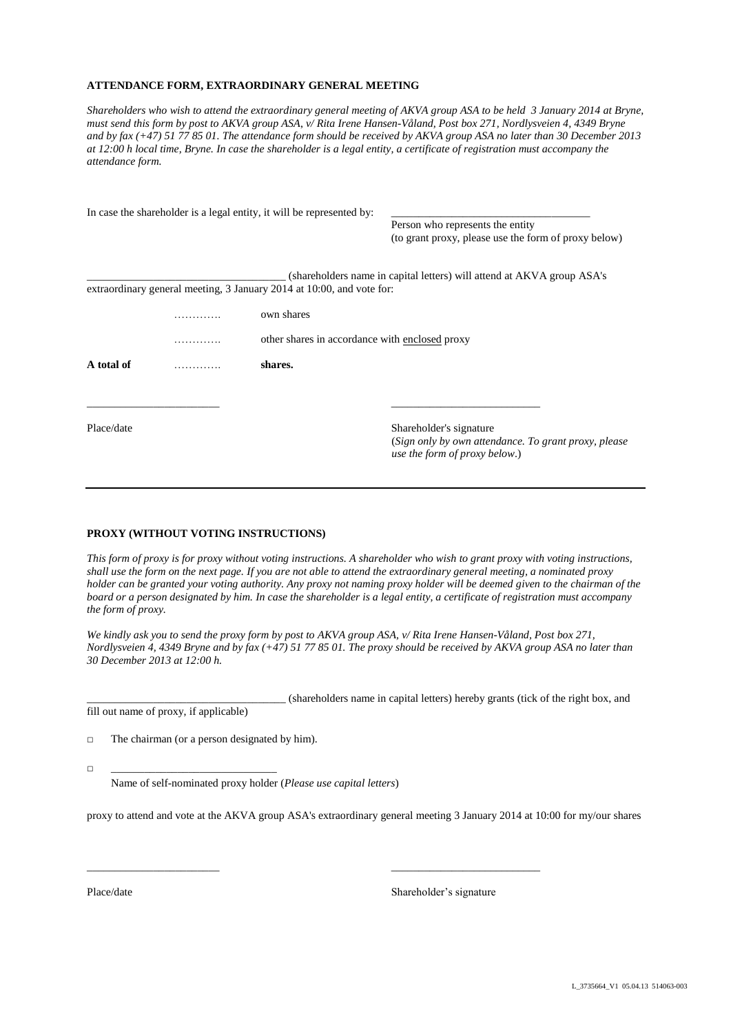**ATTENDANCE FORM, EXTRAORDINARY GENERAL MEETING**

*Shareholders who wish to attend the extraordinary general meeting of AKVA group ASA to be held 3 January 2014 at Bryne, must send this form by post to AKVA group ASA, v/ Rita Irene Hansen-Våland, Post box 271, Nordlysveien 4, 4349 Bryne and by fax (+47) 51 77 85 01. The attendance form should be received by AKVA group ASA no later than 30 December 2013 at 12:00 h local time, Bryne. In case the shareholder is a legal entity, a certificate of registration must accompany the attendance form.*

In case the shareholder is a legal entity, it will be represented by: ____________________________________

Person who represents the entity
(to grant proxy, please use the form of proxy below)

____________________________________ (shareholders name in capital letters) will attend at AKVA group ASA's extraordinary general meeting, 3 January 2014 at 10:00, and vote for:

| | | |
|---|---|---|
| | …………. | own shares |
| | …………. | other shares in accordance with enclosed proxy |
| **A total of** | …………. | **shares.** |

________________________ &nbsp;&nbsp;&nbsp;&nbsp; ___________________________

Place/date

Shareholder's signature
(*Sign only by own attendance. To grant proxy, please use the form of proxy below*.)

---

**PROXY (WITHOUT VOTING INSTRUCTIONS)**

*This form of proxy is for proxy without voting instructions. A shareholder who wish to grant proxy with voting instructions, shall use the form on the next page. If you are not able to attend the extraordinary general meeting, a nominated proxy holder can be granted your voting authority. Any proxy not naming proxy holder will be deemed given to the chairman of the board or a person designated by him. In case the shareholder is a legal entity, a certificate of registration must accompany the form of proxy.*

*We kindly ask you to send the proxy form by post to AKVA group ASA, v/ Rita Irene Hansen-Våland, Post box 271, Nordlysveien 4, 4349 Bryne and by fax (+47) 51 77 85 01. The proxy should be received by AKVA group ASA no later than 30 December 2013 at 12:00 h.*

____________________________________ (shareholders name in capital letters) hereby grants (tick of the right box, and fill out name of proxy, if applicable)

□ The chairman (or a person designated by him).

□ ______________________________
Name of self-nominated proxy holder (*Please use capital letters*)

proxy to attend and vote at the AKVA group ASA's extraordinary general meeting 3 January 2014 at 10:00 for my/our shares

________________________ &nbsp;&nbsp;&nbsp;&nbsp; ___________________________

Place/date &nbsp;&nbsp;&nbsp;&nbsp; Shareholder's signature

L_3735664_V1 05.04.13 514063-003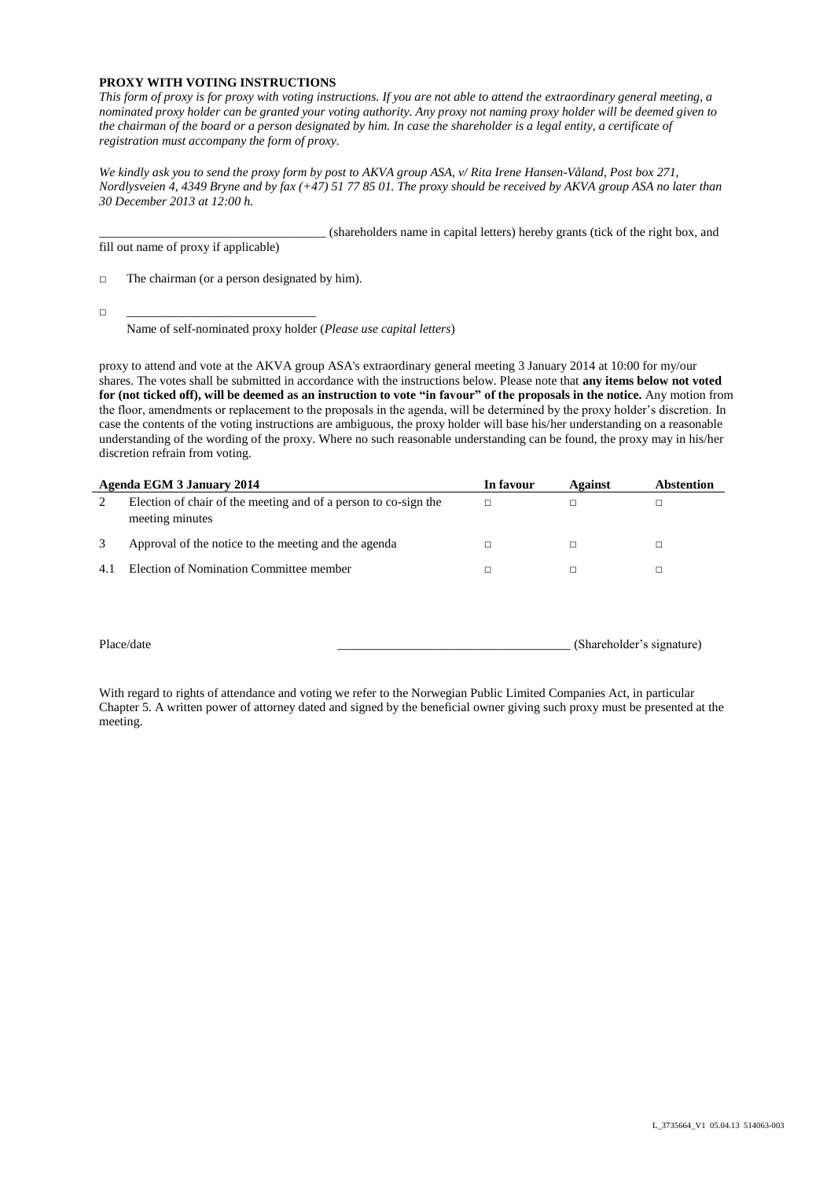**PROXY WITH VOTING INSTRUCTIONS**

*This form of proxy is for proxy with voting instructions. If you are not able to attend the extraordinary general meeting, a nominated proxy holder can be granted your voting authority. Any proxy not naming proxy holder will be deemed given to the chairman of the board or a person designated by him. In case the shareholder is a legal entity, a certificate of registration must accompany the form of proxy.*

*We kindly ask you to send the proxy form by post to AKVA group ASA, v/ Rita Irene Hansen-Våland, Post box 271, Nordlysveien 4, 4349 Bryne and by fax (+47) 51 77 85 01. The proxy should be received by AKVA group ASA no later than 30 December 2013 at 12:00 h.*

____________________________________ (shareholders name in capital letters) hereby grants (tick of the right box, and fill out name of proxy if applicable)

□ The chairman (or a person designated by him).

□ ______________________________
Name of self-nominated proxy holder (*Please use capital letters*)

proxy to attend and vote at the AKVA group ASA's extraordinary general meeting 3 January 2014 at 10:00 for my/our shares. The votes shall be submitted in accordance with the instructions below. Please note that **any items below not voted for (not ticked off), will be deemed as an instruction to vote "in favour" of the proposals in the notice.** Any motion from the floor, amendments or replacement to the proposals in the agenda, will be determined by the proxy holder's discretion. In case the contents of the voting instructions are ambiguous, the proxy holder will base his/her understanding on a reasonable understanding of the wording of the proxy. Where no such reasonable understanding can be found, the proxy may in his/her discretion refrain from voting.

| **Agenda EGM 3 January 2014** | | **In favour** | **Against** | **Abstention** |
|---|---|---|---|---|
| 2 | Election of chair of the meeting and of a person to co-sign the meeting minutes | □ | □ | □ |
| 3 | Approval of the notice to the meeting and the agenda | □ | □ | □ |
| 4.1 | Election of Nomination Committee member | □ | □ | □ |

Place/date ____________________________________ (Shareholder's signature)

With regard to rights of attendance and voting we refer to the Norwegian Public Limited Companies Act, in particular Chapter 5. A written power of attorney dated and signed by the beneficial owner giving such proxy must be presented at the meeting.

L_3735664_V1 05.04.13 514063-003